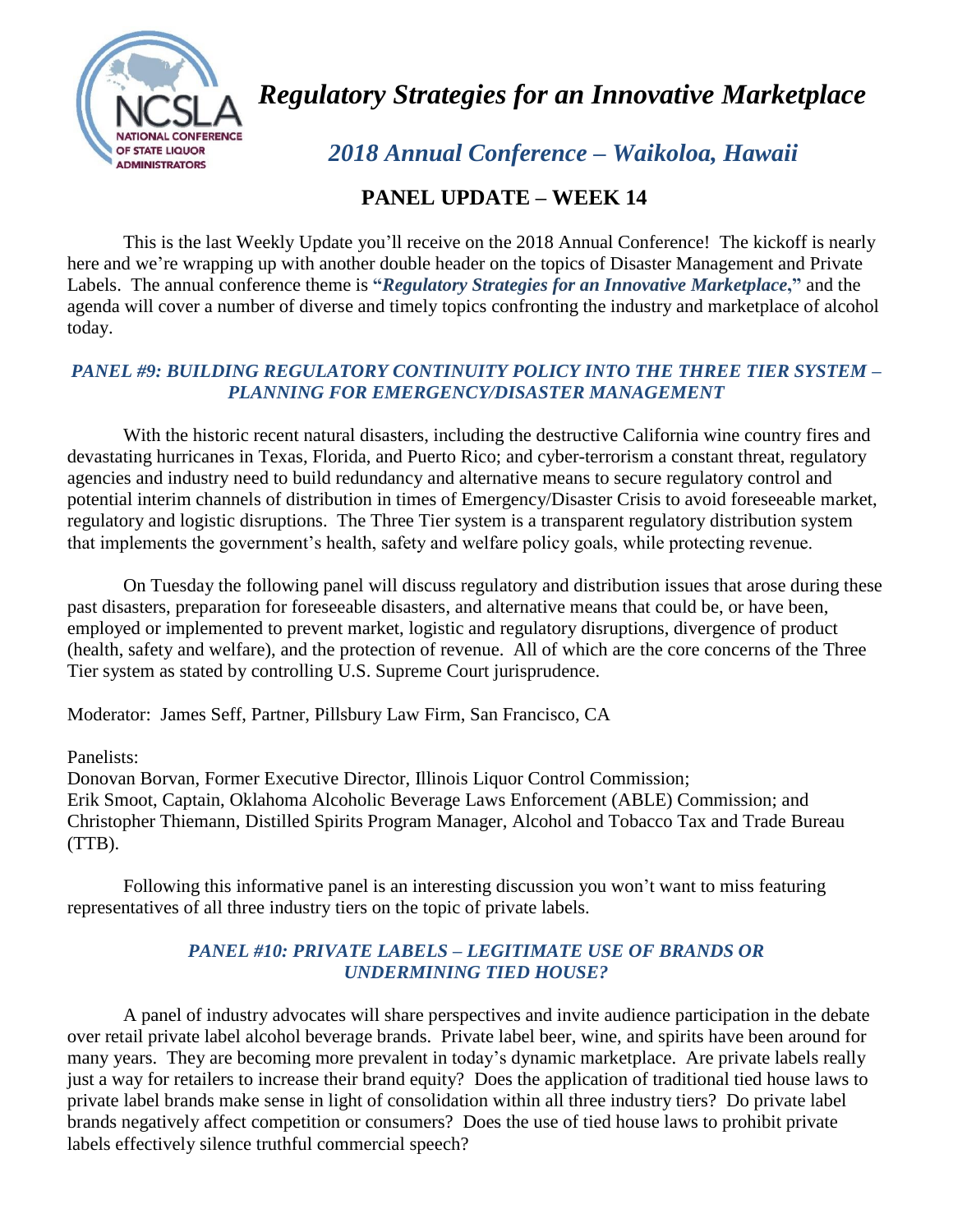# *Regulatory Strategies for an Innovative Marketplace*

## *2018 Annual Conference – Waikoloa, Hawaii*

## PANEL UPDATE – WEEK 14

This is the last Weekly Update you'll receive on the 2018 Annual Conference! The kickoff is nearly here and we're wrapping up with another double header on the topics of Disaster Management and Private Labels. The annual conference theme is **"*Regulatory Strategies for an Innovative Marketplace*,"** and the agenda will cover a number of diverse and timely topics confronting the industry and marketplace of alcohol today.

### *PANEL #9: BUILDING REGULATORY CONTINUITY POLICY INTO THE THREE TIER SYSTEM – PLANNING FOR EMERGENCY/DISASTER MANAGEMENT*

With the historic recent natural disasters, including the destructive California wine country fires and devastating hurricanes in Texas, Florida, and Puerto Rico; and cyber-terrorism a constant threat, regulatory agencies and industry need to build redundancy and alternative means to secure regulatory control and potential interim channels of distribution in times of Emergency/Disaster Crisis to avoid foreseeable market, regulatory and logistic disruptions. The Three Tier system is a transparent regulatory distribution system that implements the government's health, safety and welfare policy goals, while protecting revenue.

On Tuesday the following panel will discuss regulatory and distribution issues that arose during these past disasters, preparation for foreseeable disasters, and alternative means that could be, or have been, employed or implemented to prevent market, logistic and regulatory disruptions, divergence of product (health, safety and welfare), and the protection of revenue. All of which are the core concerns of the Three Tier system as stated by controlling U.S. Supreme Court jurisprudence.

Moderator: James Seff, Partner, Pillsbury Law Firm, San Francisco, CA

Panelists:
Donovan Borvan, Former Executive Director, Illinois Liquor Control Commission;
Erik Smoot, Captain, Oklahoma Alcoholic Beverage Laws Enforcement (ABLE) Commission; and
Christopher Thiemann, Distilled Spirits Program Manager, Alcohol and Tobacco Tax and Trade Bureau (TTB).

Following this informative panel is an interesting discussion you won't want to miss featuring representatives of all three industry tiers on the topic of private labels.

### *PANEL #10: PRIVATE LABELS – LEGITIMATE USE OF BRANDS OR UNDERMINING TIED HOUSE?*

A panel of industry advocates will share perspectives and invite audience participation in the debate over retail private label alcohol beverage brands. Private label beer, wine, and spirits have been around for many years. They are becoming more prevalent in today's dynamic marketplace. Are private labels really just a way for retailers to increase their brand equity? Does the application of traditional tied house laws to private label brands make sense in light of consolidation within all three industry tiers? Do private label brands negatively affect competition or consumers? Does the use of tied house laws to prohibit private labels effectively silence truthful commercial speech?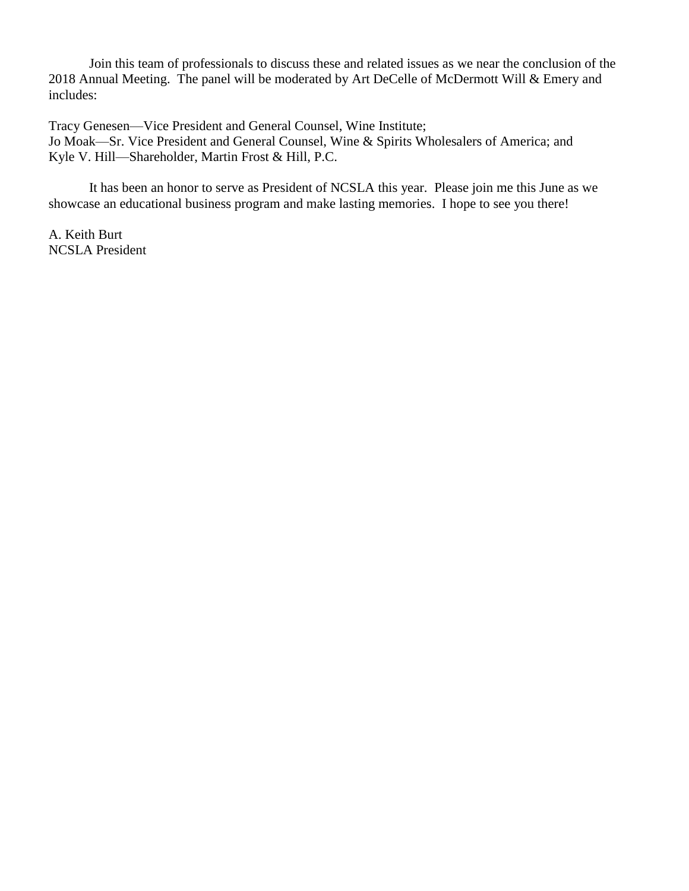Join this team of professionals to discuss these and related issues as we near the conclusion of the 2018 Annual Meeting. The panel will be moderated by Art DeCelle of McDermott Will & Emery and includes:

Tracy Genesen—Vice President and General Counsel, Wine Institute;  
Jo Moak—Sr. Vice President and General Counsel, Wine & Spirits Wholesalers of America; and  
Kyle V. Hill—Shareholder, Martin Frost & Hill, P.C.

It has been an honor to serve as President of NCSLA this year. Please join me this June as we showcase an educational business program and make lasting memories. I hope to see you there!

A. Keith Burt  
NCSLA President